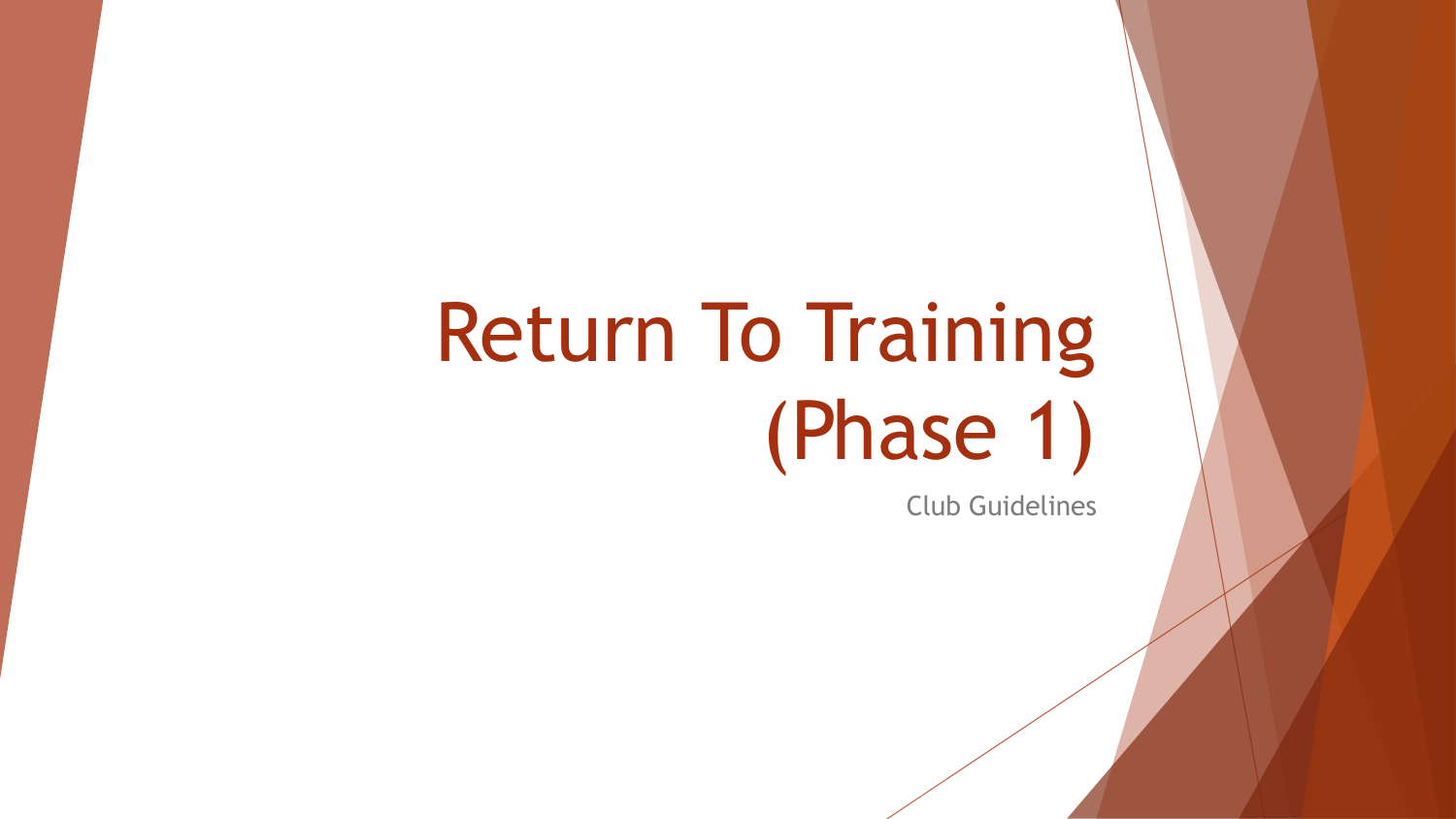# Return To Training (Phase 1)

Club Guidelines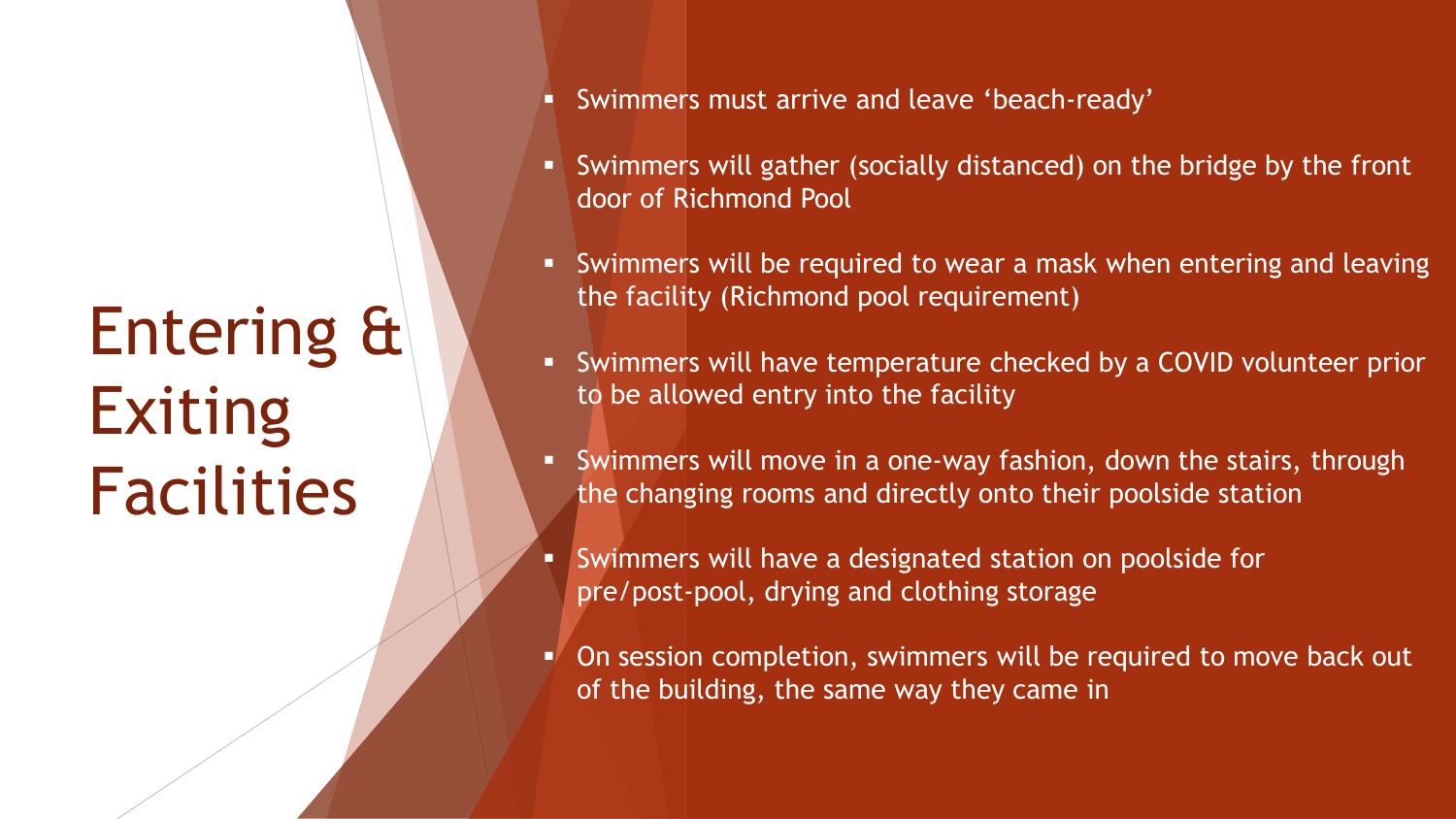# Entering & Exiting Facilities

- Swimmers must arrive and leave 'beach-ready'
- Swimmers will gather (socially distanced) on the bridge by the front door of Richmond Pool
- Swimmers will be required to wear a mask when entering and leaving the facility (Richmond pool requirement)
- Swimmers will have temperature checked by a COVID volunteer prior to be allowed entry into the facility
- Swimmers will move in a one-way fashion, down the stairs, through the changing rooms and directly onto their poolside station
- Swimmers will have a designated station on poolside for pre/post-pool, drying and clothing storage
- On session completion, swimmers will be required to move back out of the building, the same way they came in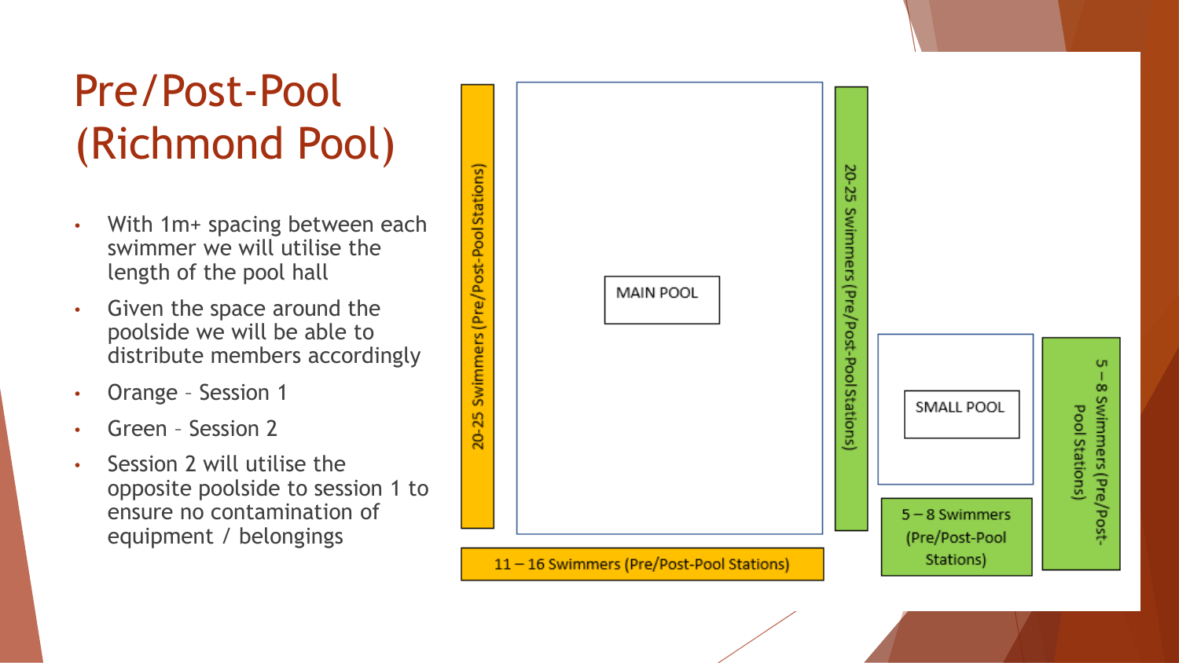# Pre/Post-Pool (Richmond Pool)

- With 1m+ spacing between each swimmer we will utilise the length of the pool hall
- Given the space around the poolside we will be able to distribute members accordingly
- Orange – Session 1
- Green – Session 2
- Session 2 will utilise the opposite poolside to session 1 to ensure no contamination of equipment / belongings

20-25 Swimmers (Pre/Post-Pool Stations)

MAIN POOL

20-25 Swimmers (Pre/Post-Pool Stations)

SMALL POOL

5 – 8 Swimmers (Pre/Post-Pool Stations)

11 – 16 Swimmers (Pre/Post-Pool Stations)

5 – 8 Swimmers (Pre/Post-Pool Stations)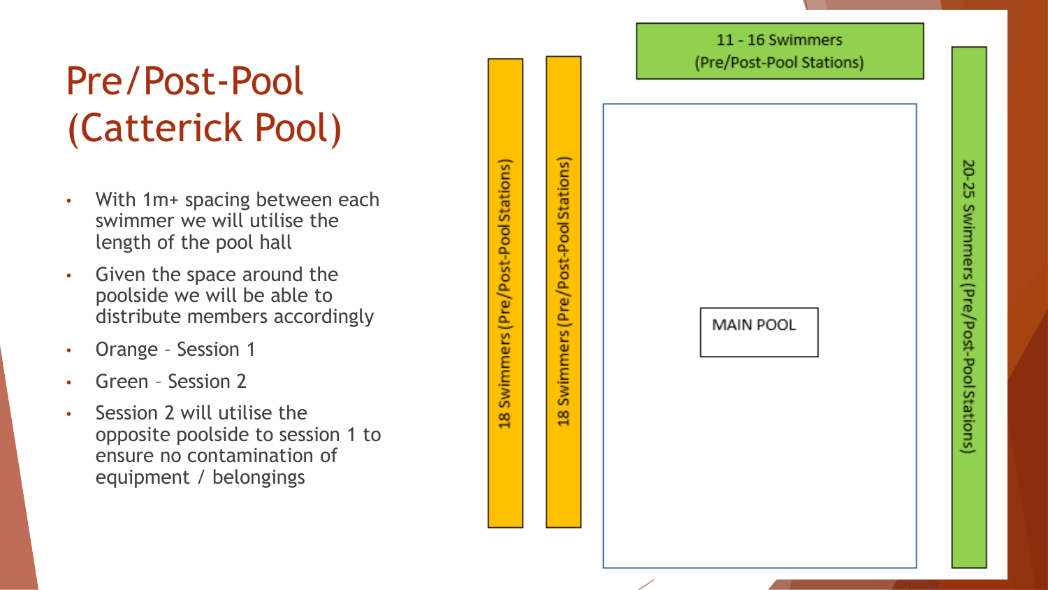# Pre/Post-Pool (Catterick Pool)

- With 1m+ spacing between each swimmer we will utilise the length of the pool hall
- Given the space around the poolside we will be able to distribute members accordingly
- Orange – Session 1
- Green – Session 2
- Session 2 will utilise the opposite poolside to session 1 to ensure no contamination of equipment / belongings

18 Swimmers (Pre/Post-Pool Stations)

18 Swimmers (Pre/Post-Pool Stations)

11 - 16 Swimmers (Pre/Post-Pool Stations)

MAIN POOL

20-25 Swimmers (Pre/Post-Pool Stations)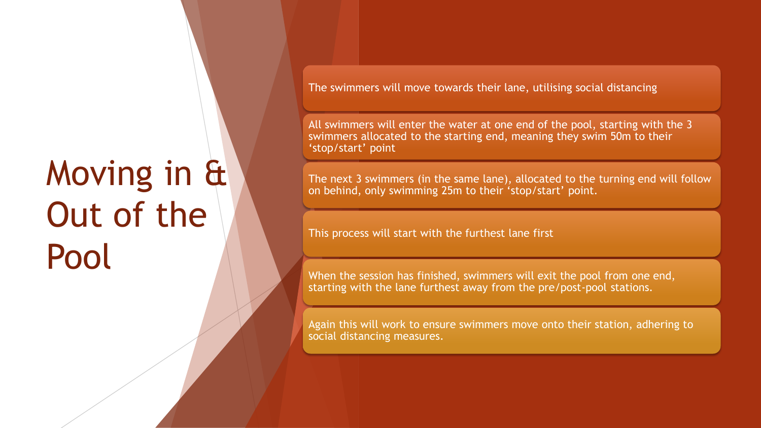# Moving in & Out of the Pool

- The swimmers will move towards their lane, utilising social distancing
- All swimmers will enter the water at one end of the pool, starting with the 3 swimmers allocated to the starting end, meaning they swim 50m to their 'stop/start' point
- The next 3 swimmers (in the same lane), allocated to the turning end will follow on behind, only swimming 25m to their 'stop/start' point.
- This process will start with the furthest lane first
- When the session has finished, swimmers will exit the pool from one end, starting with the lane furthest away from the pre/post-pool stations.
- Again this will work to ensure swimmers move onto their station, adhering to social distancing measures.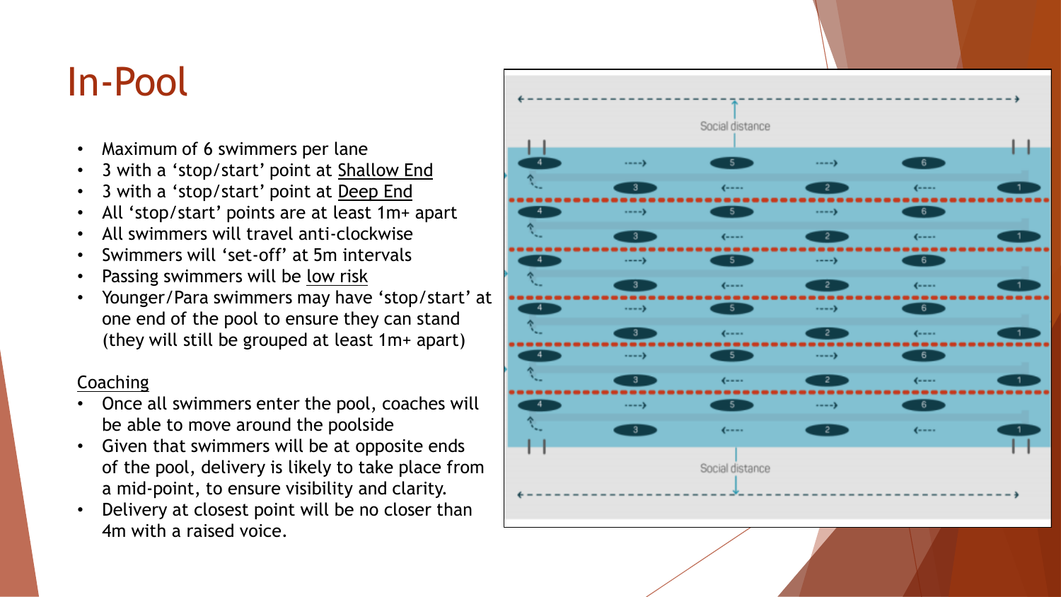# In-Pool

- Maximum of 6 swimmers per lane
- 3 with a 'stop/start' point at Shallow End
- 3 with a 'stop/start' point at Deep End
- All 'stop/start' points are at least 1m+ apart
- All swimmers will travel anti-clockwise
- Swimmers will 'set-off' at 5m intervals
- Passing swimmers will be low risk
- Younger/Para swimmers may have 'stop/start' at one end of the pool to ensure they can stand (they will still be grouped at least 1m+ apart)

Coaching

- Once all swimmers enter the pool, coaches will be able to move around the poolside
- Given that swimmers will be at opposite ends of the pool, delivery is likely to take place from a mid-point, to ensure visibility and clarity.
- Delivery at closest point will be no closer than 4m with a raised voice.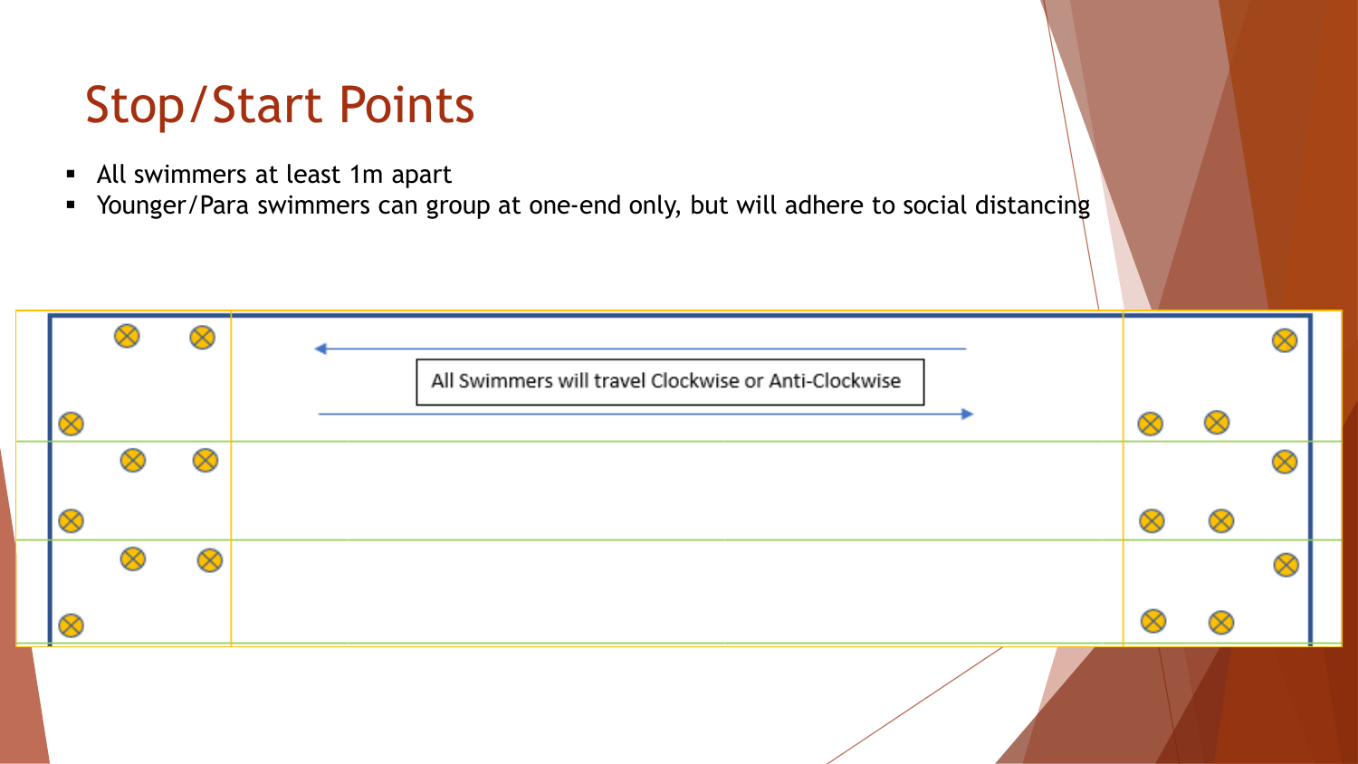# Stop/Start Points

- All swimmers at least 1m apart
- Younger/Para swimmers can group at one-end only, but will adhere to social distancing

All Swimmers will travel Clockwise or Anti-Clockwise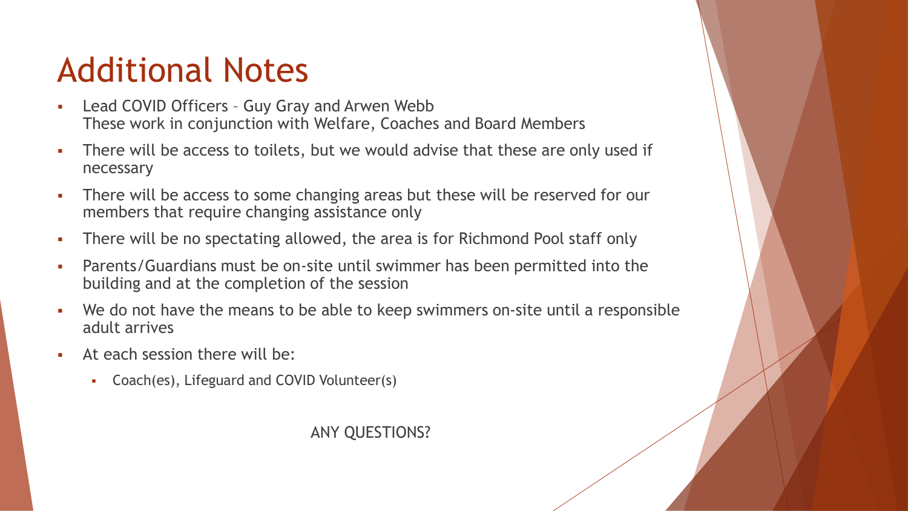# Additional Notes

- Lead COVID Officers – Guy Gray and Arwen Webb
  These work in conjunction with Welfare, Coaches and Board Members
- There will be access to toilets, but we would advise that these are only used if necessary
- There will be access to some changing areas but these will be reserved for our members that require changing assistance only
- There will be no spectating allowed, the area is for Richmond Pool staff only
- Parents/Guardians must be on-site until swimmer has been permitted into the building and at the completion of the session
- We do not have the means to be able to keep swimmers on-site until a responsible adult arrives
- At each session there will be:
  - Coach(es), Lifeguard and COVID Volunteer(s)

ANY QUESTIONS?